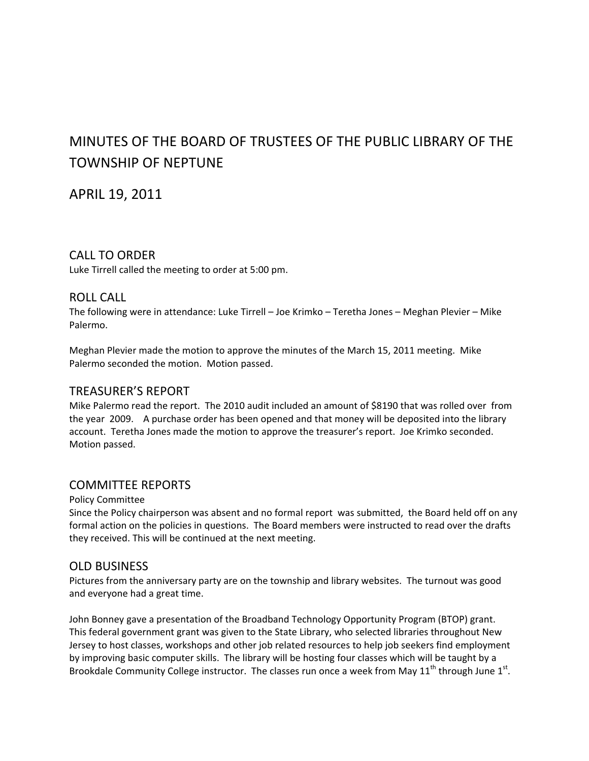# MINUTES OF THE BOARD OF TRUSTEES OF THE PUBLIC LIBRARY OF THE TOWNSHIP OF NEPTUNE

# APRIL 19, 2011

## CALL TO ORDER

Luke Tirrell called the meeting to order at 5:00 pm.

## ROLL CALL

The following were in attendance: Luke Tirrell – Joe Krimko – Teretha Jones – Meghan Plevier – Mike Palermo.

Meghan Plevier made the motion to approve the minutes of the March 15, 2011 meeting. Mike Palermo seconded the motion. Motion passed.

## TREASURER'S REPORT

Mike Palermo read the report. The 2010 audit included an amount of $8190 that was rolled over from the year 2009. A purchase order has been opened and that money will be deposited into the library account. Teretha Jones made the motion to approve the treasurer's report. Joe Krimko seconded. Motion passed.

## COMMITTEE REPORTS

Policy Committee

Since the Policy chairperson was absent and no formal report was submitted, the Board held off on any formal action on the policies in questions. The Board members were instructed to read over the drafts they received. This will be continued at the next meeting.

## OLD BUSINESS

Pictures from the anniversary party are on the township and library websites. The turnout was good and everyone had a great time.

John Bonney gave a presentation of the Broadband Technology Opportunity Program (BTOP) grant. This federal government grant was given to the State Library, who selected libraries throughout New Jersey to host classes, workshops and other job related resources to help job seekers find employment by improving basic computer skills. The library will be hosting four classes which will be taught by a Brookdale Community College instructor. The classes run once a week from May 11th through June 1st.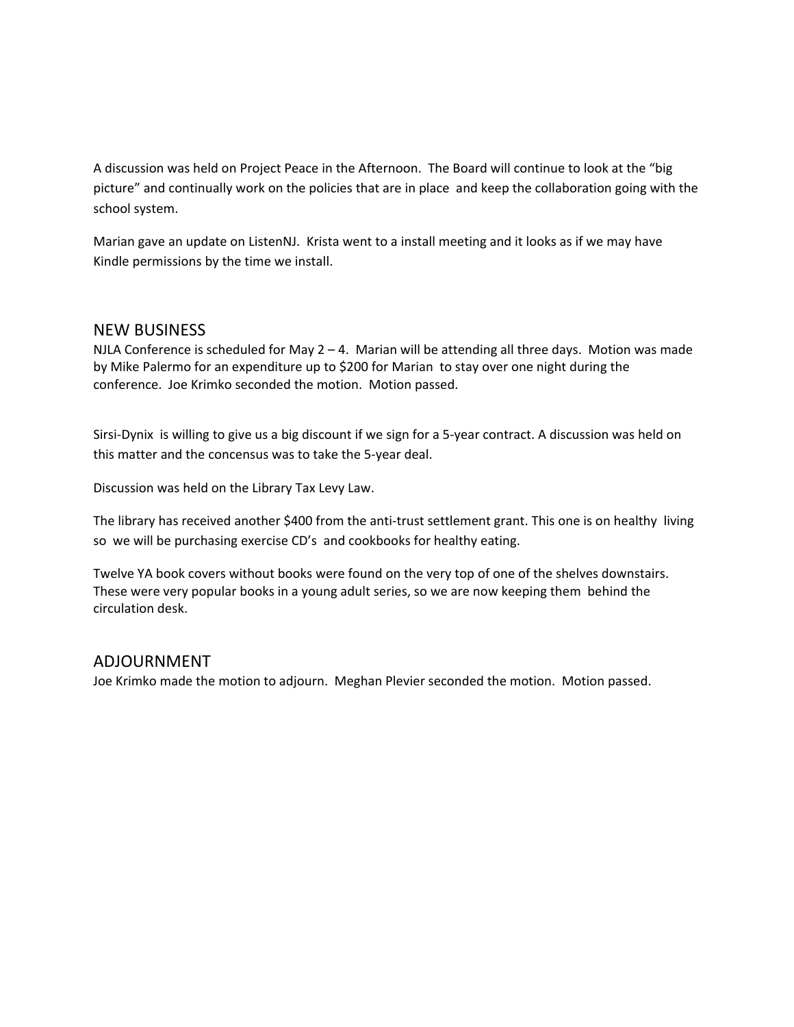A discussion was held on Project Peace in the Afternoon. The Board will continue to look at the "big picture" and continually work on the policies that are in place and keep the collaboration going with the school system.

Marian gave an update on ListenNJ. Krista went to a install meeting and it looks as if we may have Kindle permissions by the time we install.

## NEW BUSINESS

NJLA Conference is scheduled for May 2 – 4. Marian will be attending all three days. Motion was made by Mike Palermo for an expenditure up to $200 for Marian to stay over one night during the conference. Joe Krimko seconded the motion. Motion passed.

Sirsi-Dynix is willing to give us a big discount if we sign for a 5-year contract. A discussion was held on this matter and the concensus was to take the 5-year deal.

Discussion was held on the Library Tax Levy Law.

The library has received another $400 from the anti-trust settlement grant. This one is on healthy living so we will be purchasing exercise CD's and cookbooks for healthy eating.

Twelve YA book covers without books were found on the very top of one of the shelves downstairs. These were very popular books in a young adult series, so we are now keeping them behind the circulation desk.

## ADJOURNMENT

Joe Krimko made the motion to adjourn. Meghan Plevier seconded the motion. Motion passed.